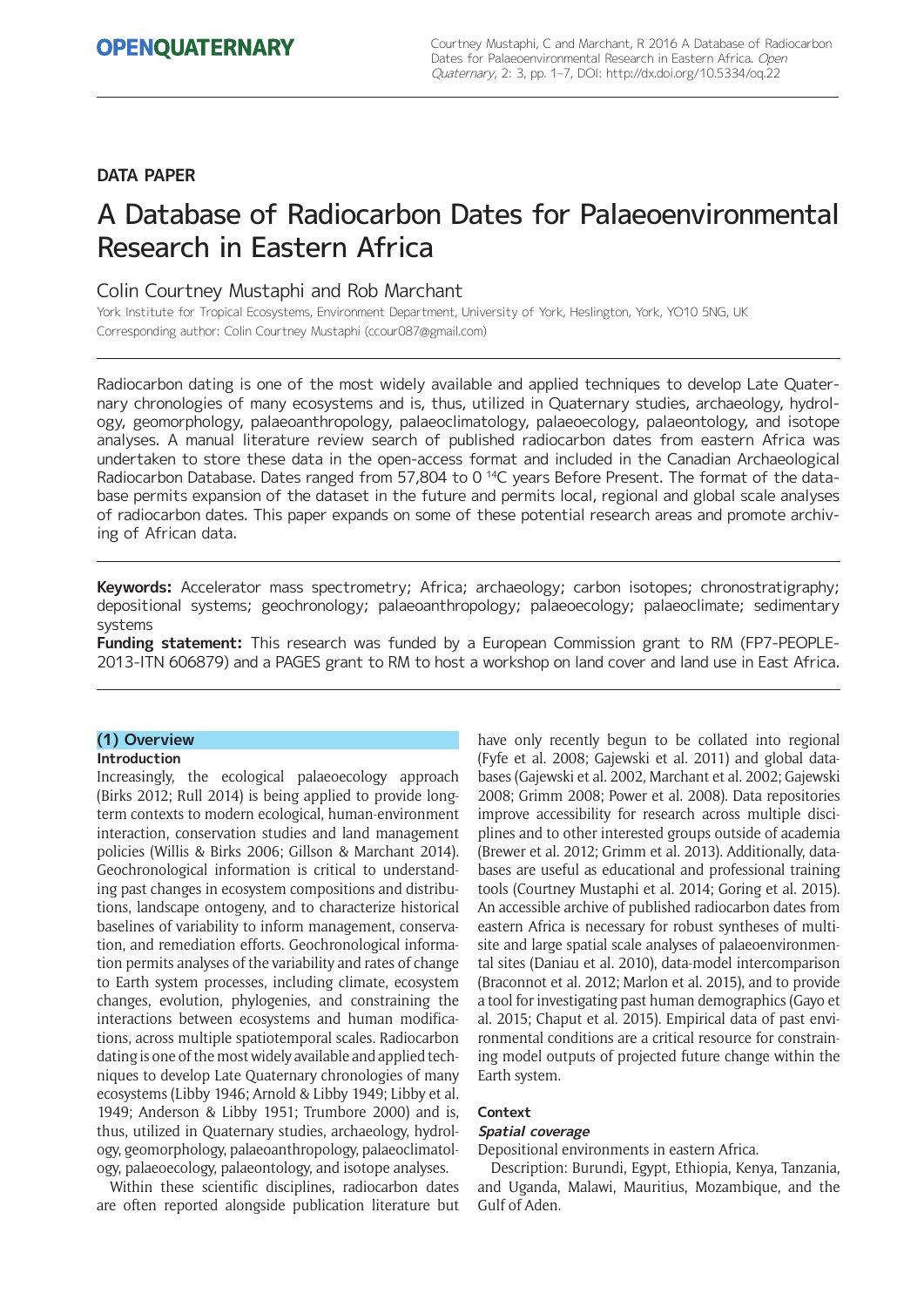DATA PAPER

# A Database of Radiocarbon Dates for Palaeoenvironmental Research in Eastern Africa

Colin Courtney Mustaphi and Rob Marchant

York Institute for Tropical Ecosystems, Environment Department, University of York, Heslington, York, YO10 5NG, UK

Corresponding author: Colin Courtney Mustaphi (ccour087@gmail.com)

Radiocarbon dating is one of the most widely available and applied techniques to develop Late Quaternary chronologies of many ecosystems and is, thus, utilized in Quaternary studies, archaeology, hydrology, geomorphology, palaeoanthropology, palaeoclimatology, palaeoecology, palaeontology, and isotope analyses. A manual literature review search of published radiocarbon dates from eastern Africa was undertaken to store these data in the open-access format and included in the Canadian Archaeological Radiocarbon Database. Dates ranged from 57,804 to 0 $^{14}$C years Before Present. The format of the database permits expansion of the dataset in the future and permits local, regional and global scale analyses of radiocarbon dates. This paper expands on some of these potential research areas and promote archiving of African data.

**Keywords:** Accelerator mass spectrometry; Africa; archaeology; carbon isotopes; chronostratigraphy; depositional systems; geochronology; palaeoanthropology; palaeoecology; palaeoclimate; sedimentary systems

**Funding statement:** This research was funded by a European Commission grant to RM (FP7-PEOPLE-2013-ITN 606879) and a PAGES grant to RM to host a workshop on land cover and land use in East Africa.

## (1) Overview

### Introduction

Increasingly, the ecological palaeoecology approach (Birks 2012; Rull 2014) is being applied to provide long-term contexts to modern ecological, human-environment interaction, conservation studies and land management policies (Willis & Birks 2006; Gillson & Marchant 2014). Geochronological information is critical to understanding past changes in ecosystem compositions and distributions, landscape ontogeny, and to characterize historical baselines of variability to inform management, conservation, and remediation efforts. Geochronological information permits analyses of the variability and rates of change to Earth system processes, including climate, ecosystem changes, evolution, phylogenies, and constraining the interactions between ecosystems and human modifications, across multiple spatiotemporal scales. Radiocarbon dating is one of the most widely available and applied techniques to develop Late Quaternary chronologies of many ecosystems (Libby 1946; Arnold & Libby 1949; Libby et al. 1949; Anderson & Libby 1951; Trumbore 2000) and is, thus, utilized in Quaternary studies, archaeology, hydrology, geomorphology, palaeoanthropology, palaeoclimatology, palaeoecology, palaeontology, and isotope analyses.

Within these scientific disciplines, radiocarbon dates are often reported alongside publication literature but have only recently begun to be collated into regional (Fyfe et al. 2008; Gajewski et al. 2011) and global databases (Gajewski et al. 2002, Marchant et al. 2002; Gajewski 2008; Grimm 2008; Power et al. 2008). Data repositories improve accessibility for research across multiple disciplines and to other interested groups outside of academia (Brewer et al. 2012; Grimm et al. 2013). Additionally, databases are useful as educational and professional training tools (Courtney Mustaphi et al. 2014; Goring et al. 2015). An accessible archive of published radiocarbon dates from eastern Africa is necessary for robust syntheses of multi-site and large spatial scale analyses of palaeoenvironmental sites (Daniau et al. 2010), data-model intercomparison (Braconnot et al. 2012; Marlon et al. 2015), and to provide a tool for investigating past human demographics (Gayo et al. 2015; Chaput et al. 2015). Empirical data of past environmental conditions are a critical resource for constraining model outputs of projected future change within the Earth system.

### Context

#### *Spatial coverage*

Depositional environments in eastern Africa.

Description: Burundi, Egypt, Ethiopia, Kenya, Tanzania, and Uganda, Malawi, Mauritius, Mozambique, and the Gulf of Aden.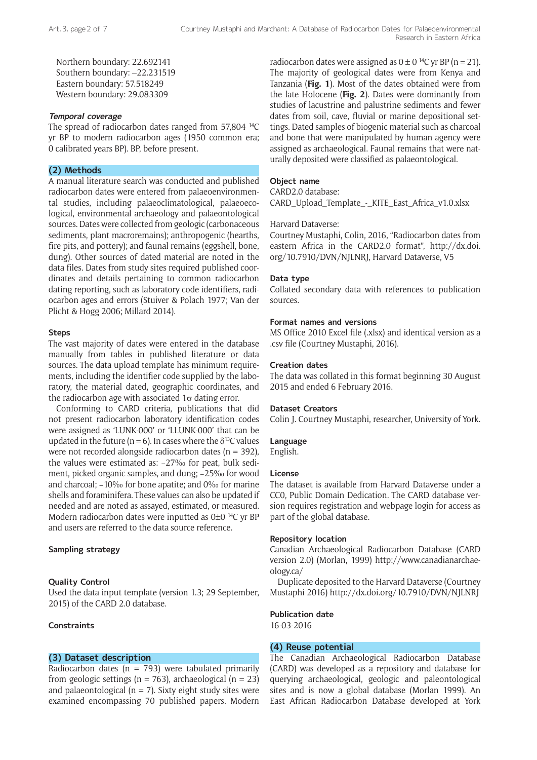Northern boundary: 22.692141
Southern boundary: –22.231519
Eastern boundary: 57.518249
Western boundary: 29.083309

### *Temporal coverage*

The spread of radiocarbon dates ranged from 57,804 $^{14}$C yr BP to modern radiocarbon ages (1950 common era; 0 calibrated years BP). BP, before present.

## (2) Methods

A manual literature search was conducted and published radiocarbon dates were entered from palaeoenvironmental studies, including palaeoclimatological, palaeoecological, environmental archaeology and palaeontological sources. Dates were collected from geologic (carbonaceous sediments, plant macroremains); anthropogenic (hearths, fire pits, and pottery); and faunal remains (eggshell, bone, dung). Other sources of dated material are noted in the data files. Dates from study sites required published coordinates and details pertaining to common radiocarbon dating reporting, such as laboratory code identifiers, radiocarbon ages and errors (Stuiver & Polach 1977; Van der Plicht & Hogg 2006; Millard 2014).

### Steps

The vast majority of dates were entered in the database manually from tables in published literature or data sources. The data upload template has minimum requirements, including the identifier code supplied by the laboratory, the material dated, geographic coordinates, and the radiocarbon age with associated 1σ dating error.

Conforming to CARD criteria, publications that did not present radiocarbon laboratory identification codes were assigned as 'LUNK-000' or 'LLUNK-000' that can be updated in the future (n = 6). In cases where the $\delta^{13}$C values were not recorded alongside radiocarbon dates (n = 392), the values were estimated as: –27‰ for peat, bulk sediment, picked organic samples, and dung; –25‰ for wood and charcoal; –10‰ for bone apatite; and 0‰ for marine shells and foraminifera. These values can also be updated if needed and are noted as assayed, estimated, or measured. Modern radiocarbon dates were inputted as 0±0 $^{14}$C yr BP and users are referred to the data source reference.

### Sampling strategy

### Quality Control

Used the data input template (version 1.3; 29 September, 2015) of the CARD 2.0 database.

### Constraints

## (3) Dataset description

Radiocarbon dates (n = 793) were tabulated primarily from geologic settings (n = 763), archaeological (n = 23) and palaeontological (n = 7). Sixty eight study sites were examined encompassing 70 published papers. Modern radiocarbon dates were assigned as 0 ± 0 $^{14}$C yr BP (n = 21). The majority of geological dates were from Kenya and Tanzania (**Fig. 1**). Most of the dates obtained were from the late Holocene (**Fig. 2**). Dates were dominantly from studies of lacustrine and palustrine sediments and fewer dates from soil, cave, fluvial or marine depositional settings. Dated samples of biogenic material such as charcoal and bone that were manipulated by human agency were assigned as archaeological. Faunal remains that were naturally deposited were classified as palaeontological.

### Object name

CARD2.0 database:
CARD_Upload_Template_-_KITE_East_Africa_v1.0.xlsx

Harvard Dataverse:
Courtney Mustaphi, Colin, 2016, "Radiocarbon dates from eastern Africa in the CARD2.0 format", http://dx.doi.org/10.7910/DVN/NJLNRJ, Harvard Dataverse, V5

### Data type

Collated secondary data with references to publication sources.

### Format names and versions

MS Office 2010 Excel file (.xlsx) and identical version as a .csv file (Courtney Mustaphi, 2016).

### Creation dates

The data was collated in this format beginning 30 August 2015 and ended 6 February 2016.

### Dataset Creators

Colin J. Courtney Mustaphi, researcher, University of York.

### Language

English.

### License

The dataset is available from Harvard Dataverse under a CC0, Public Domain Dedication. The CARD database version requires registration and webpage login for access as part of the global database.

### Repository location

Canadian Archaeological Radiocarbon Database (CARD version 2.0) (Morlan, 1999) http://www.canadianarchaeology.ca/

Duplicate deposited to the Harvard Dataverse (Courtney Mustaphi 2016) http://dx.doi.org/10.7910/DVN/NJLNRJ

### Publication date

16-03-2016

## (4) Reuse potential

The Canadian Archaeological Radiocarbon Database (CARD) was developed as a repository and database for querying archaeological, geologic and paleontological sites and is now a global database (Morlan 1999). An East African Radiocarbon Database developed at York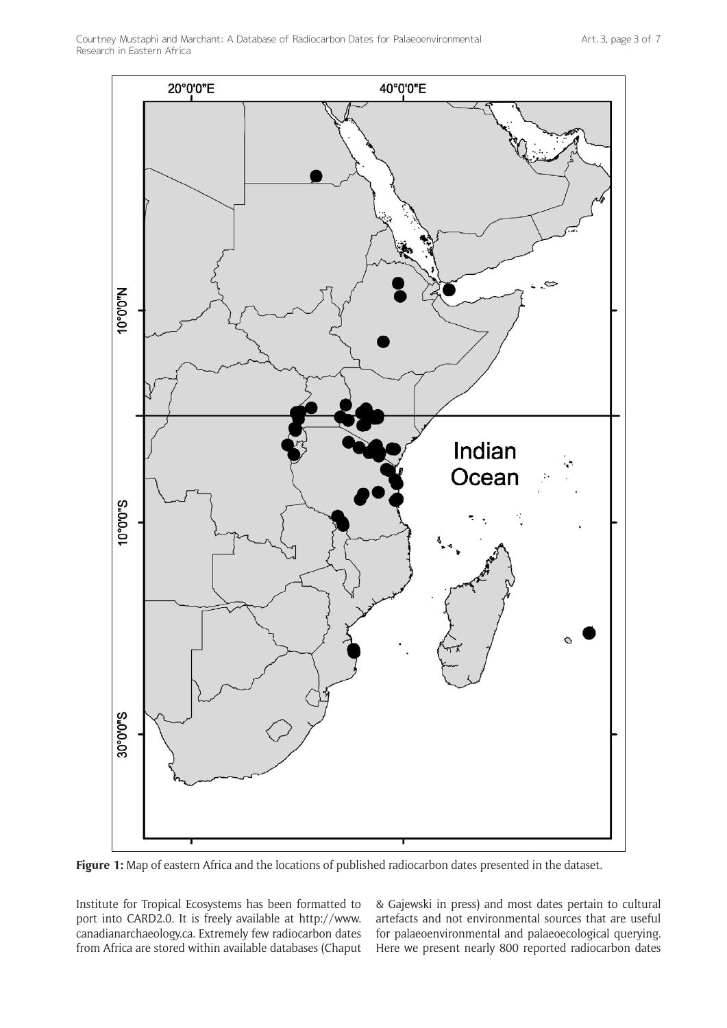**Figure 1:** Map of eastern Africa and the locations of published radiocarbon dates presented in the dataset.

Institute for Tropical Ecosystems has been formatted to port into CARD2.0. It is freely available at http://www.canadianarchaeology.ca. Extremely few radiocarbon dates from Africa are stored within available databases (Chaput & Gajewski in press) and most dates pertain to cultural artefacts and not environmental sources that are useful for palaeoenvironmental and palaeoecological querying. Here we present nearly 800 reported radiocarbon dates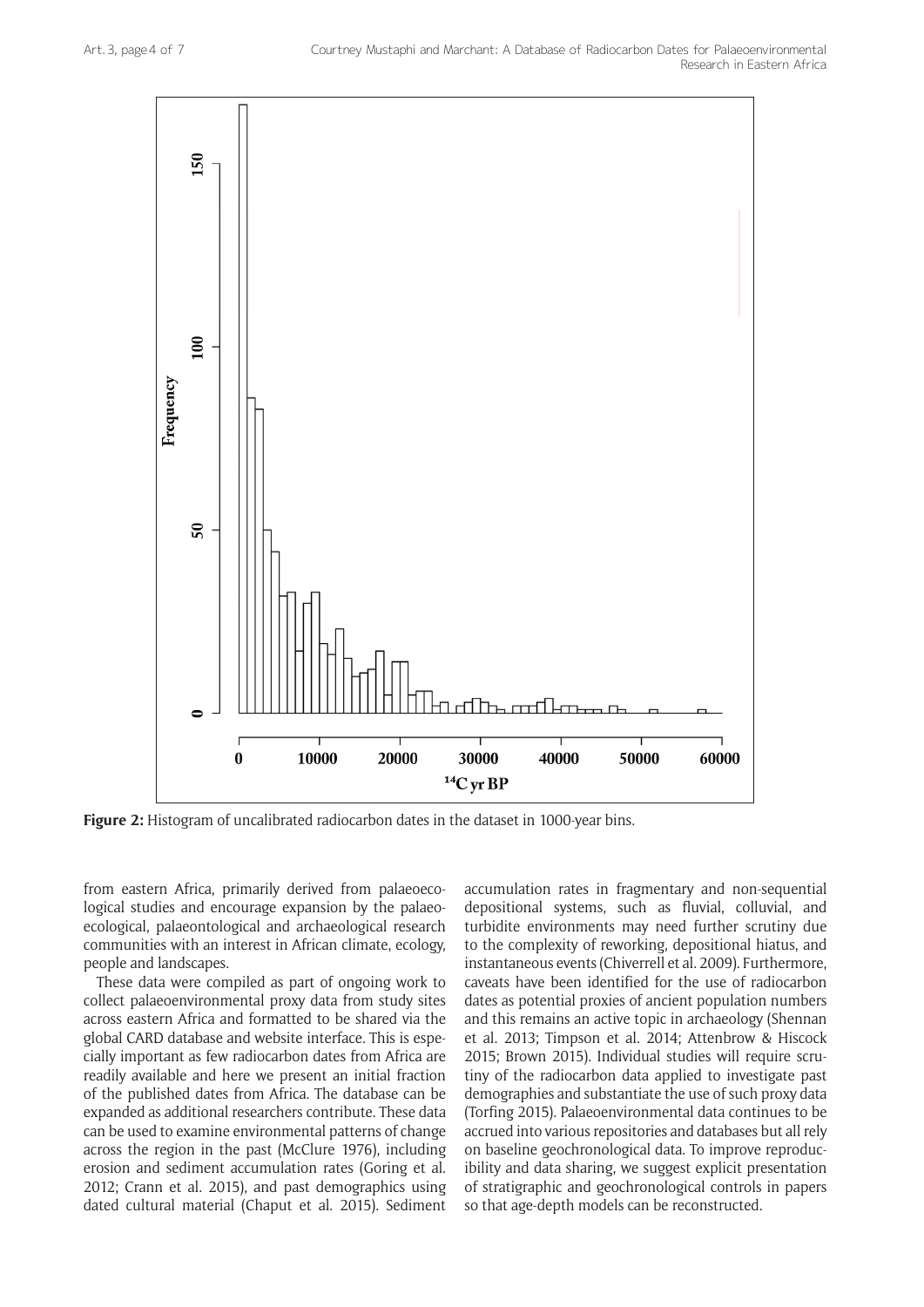**Figure 2:** Histogram of uncalibrated radiocarbon dates in the dataset in 1000-year bins.

from eastern Africa, primarily derived from palaeoecological studies and encourage expansion by the palaeoecological, palaeontological and archaeological research communities with an interest in African climate, ecology, people and landscapes.

These data were compiled as part of ongoing work to collect palaeoenvironmental proxy data from study sites across eastern Africa and formatted to be shared via the global CARD database and website interface. This is especially important as few radiocarbon dates from Africa are readily available and here we present an initial fraction of the published dates from Africa. The database can be expanded as additional researchers contribute. These data can be used to examine environmental patterns of change across the region in the past (McClure 1976), including erosion and sediment accumulation rates (Goring et al. 2012; Crann et al. 2015), and past demographics using dated cultural material (Chaput et al. 2015). Sediment accumulation rates in fragmentary and non-sequential depositional systems, such as fluvial, colluvial, and turbidite environments may need further scrutiny due to the complexity of reworking, depositional hiatus, and instantaneous events (Chiverrell et al. 2009). Furthermore, caveats have been identified for the use of radiocarbon dates as potential proxies of ancient population numbers and this remains an active topic in archaeology (Shennan et al. 2013; Timpson et al. 2014; Attenbrow & Hiscock 2015; Brown 2015). Individual studies will require scrutiny of the radiocarbon data applied to investigate past demographies and substantiate the use of such proxy data (Torfing 2015). Palaeoenvironmental data continues to be accrued into various repositories and databases but all rely on baseline geochronological data. To improve reproducibility and data sharing, we suggest explicit presentation of stratigraphic and geochronological controls in papers so that age-depth models can be reconstructed.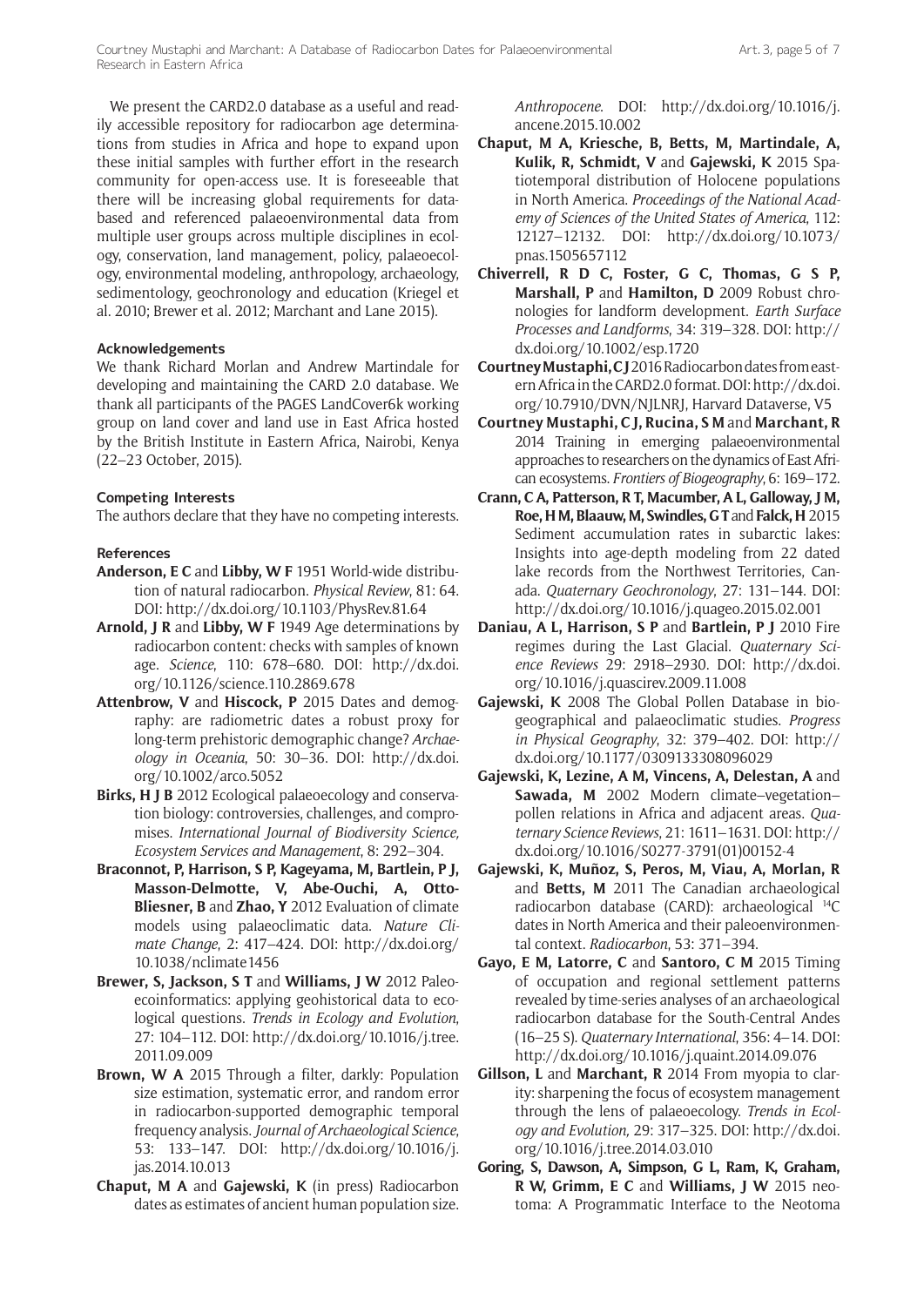We present the CARD2.0 database as a useful and readily accessible repository for radiocarbon age determinations from studies in Africa and hope to expand upon these initial samples with further effort in the research community for open-access use. It is foreseeable that there will be increasing global requirements for databased and referenced palaeoenvironmental data from multiple user groups across multiple disciplines in ecology, conservation, land management, policy, palaeoecology, environmental modeling, anthropology, archaeology, sedimentology, geochronology and education (Kriegel et al. 2010; Brewer et al. 2012; Marchant and Lane 2015).

### Acknowledgements

We thank Richard Morlan and Andrew Martindale for developing and maintaining the CARD 2.0 database. We thank all participants of the PAGES LandCover6k working group on land cover and land use in East Africa hosted by the British Institute in Eastern Africa, Nairobi, Kenya (22–23 October, 2015).

### Competing Interests

The authors declare that they have no competing interests.

### References

**Anderson, E C** and **Libby, W F** 1951 World-wide distribution of natural radiocarbon. *Physical Review*, 81: 64. DOI: http://dx.doi.org/10.1103/PhysRev.81.64

**Arnold, J R** and **Libby, W F** 1949 Age determinations by radiocarbon content: checks with samples of known age. *Science*, 110: 678–680. DOI: http://dx.doi.org/10.1126/science.110.2869.678

**Attenbrow, V** and **Hiscock, P** 2015 Dates and demography: are radiometric dates a robust proxy for long-term prehistoric demographic change? *Archaeology in Oceania*, 50: 30–36. DOI: http://dx.doi.org/10.1002/arco.5052

**Birks, H J B** 2012 Ecological palaeoecology and conservation biology: controversies, challenges, and compromises. *International Journal of Biodiversity Science, Ecosystem Services and Management*, 8: 292–304.

**Braconnot, P, Harrison, S P, Kageyama, M, Bartlein, P J, Masson-Delmotte, V, Abe-Ouchi, A, Otto-Bliesner, B** and **Zhao, Y** 2012 Evaluation of climate models using palaeoclimatic data. *Nature Climate Change*, 2: 417–424. DOI: http://dx.doi.org/10.1038/nclimate1456

**Brewer, S, Jackson, S T** and **Williams, J W** 2012 Paleoecoinformatics: applying geohistorical data to ecological questions. *Trends in Ecology and Evolution*, 27: 104–112. DOI: http://dx.doi.org/10.1016/j.tree.2011.09.009

**Brown, W A** 2015 Through a filter, darkly: Population size estimation, systematic error, and random error in radiocarbon-supported demographic temporal frequency analysis. *Journal of Archaeological Science*, 53: 133–147. DOI: http://dx.doi.org/10.1016/j.jas.2014.10.013

**Chaput, M A** and **Gajewski, K** (in press) Radiocarbon dates as estimates of ancient human population size. *Anthropocene*. DOI: http://dx.doi.org/10.1016/j.ancene.2015.10.002

**Chaput, M A, Kriesche, B, Betts, M, Martindale, A, Kulik, R, Schmidt, V** and **Gajewski, K** 2015 Spatiotemporal distribution of Holocene populations in North America. *Proceedings of the National Academy of Sciences of the United States of America*, 112: 12127–12132. DOI: http://dx.doi.org/10.1073/pnas.1505657112

**Chiverrell, R D C, Foster, G C, Thomas, G S P, Marshall, P** and **Hamilton, D** 2009 Robust chronologies for landform development. *Earth Surface Processes and Landforms*, 34: 319–328. DOI: http://dx.doi.org/10.1002/esp.1720

**Courtney Mustaphi, C J** 2016 Radiocarbon dates from eastern Africa in the CARD2.0 format. DOI: http://dx.doi.org/10.7910/DVN/NJLNRJ, Harvard Dataverse, V5

**Courtney Mustaphi, C J, Rucina, S M** and **Marchant, R** 2014 Training in emerging palaeoenvironmental approaches to researchers on the dynamics of East African ecosystems. *Frontiers of Biogeography*, 6: 169–172.

**Crann, C A, Patterson, R T, Macumber, A L, Galloway, J M, Roe, H M, Blaauw, M, Swindles, G T** and **Falck, H** 2015 Sediment accumulation rates in subarctic lakes: Insights into age-depth modeling from 22 dated lake records from the Northwest Territories, Canada. *Quaternary Geochronology*, 27: 131–144. DOI: http://dx.doi.org/10.1016/j.quageo.2015.02.001

**Daniau, A L, Harrison, S P** and **Bartlein, P J** 2010 Fire regimes during the Last Glacial. *Quaternary Science Reviews* 29: 2918–2930. DOI: http://dx.doi.org/10.1016/j.quascirev.2009.11.008

**Gajewski, K** 2008 The Global Pollen Database in biogeographical and palaeoclimatic studies. *Progress in Physical Geography*, 32: 379–402. DOI: http://dx.doi.org/10.1177/0309133308096029

**Gajewski, K, Lezine, A M, Vincens, A, Delestan, A** and **Sawada, M** 2002 Modern climate–vegetation–pollen relations in Africa and adjacent areas. *Quaternary Science Reviews*, 21: 1611–1631. DOI: http://dx.doi.org/10.1016/S0277-3791(01)00152-4

**Gajewski, K, Muñoz, S, Peros, M, Viau, A, Morlan, R** and **Betts, M** 2011 The Canadian archaeological radiocarbon database (CARD): archaeological $^{14}C$ dates in North America and their paleoenvironmental context. *Radiocarbon*, 53: 371–394.

**Gayo, E M, Latorre, C** and **Santoro, C M** 2015 Timing of occupation and regional settlement patterns revealed by time-series analyses of an archaeological radiocarbon database for the South-Central Andes (16–25 S). *Quaternary International*, 356: 4–14. DOI: http://dx.doi.org/10.1016/j.quaint.2014.09.076

**Gillson, L** and **Marchant, R** 2014 From myopia to clarity: sharpening the focus of ecosystem management through the lens of palaeoecology. *Trends in Ecology and Evolution,* 29: 317–325. DOI: http://dx.doi.org/10.1016/j.tree.2014.03.010

**Goring, S, Dawson, A, Simpson, G L, Ram, K, Graham, R W, Grimm, E C** and **Williams, J W** 2015 neotoma: A Programmatic Interface to the Neotoma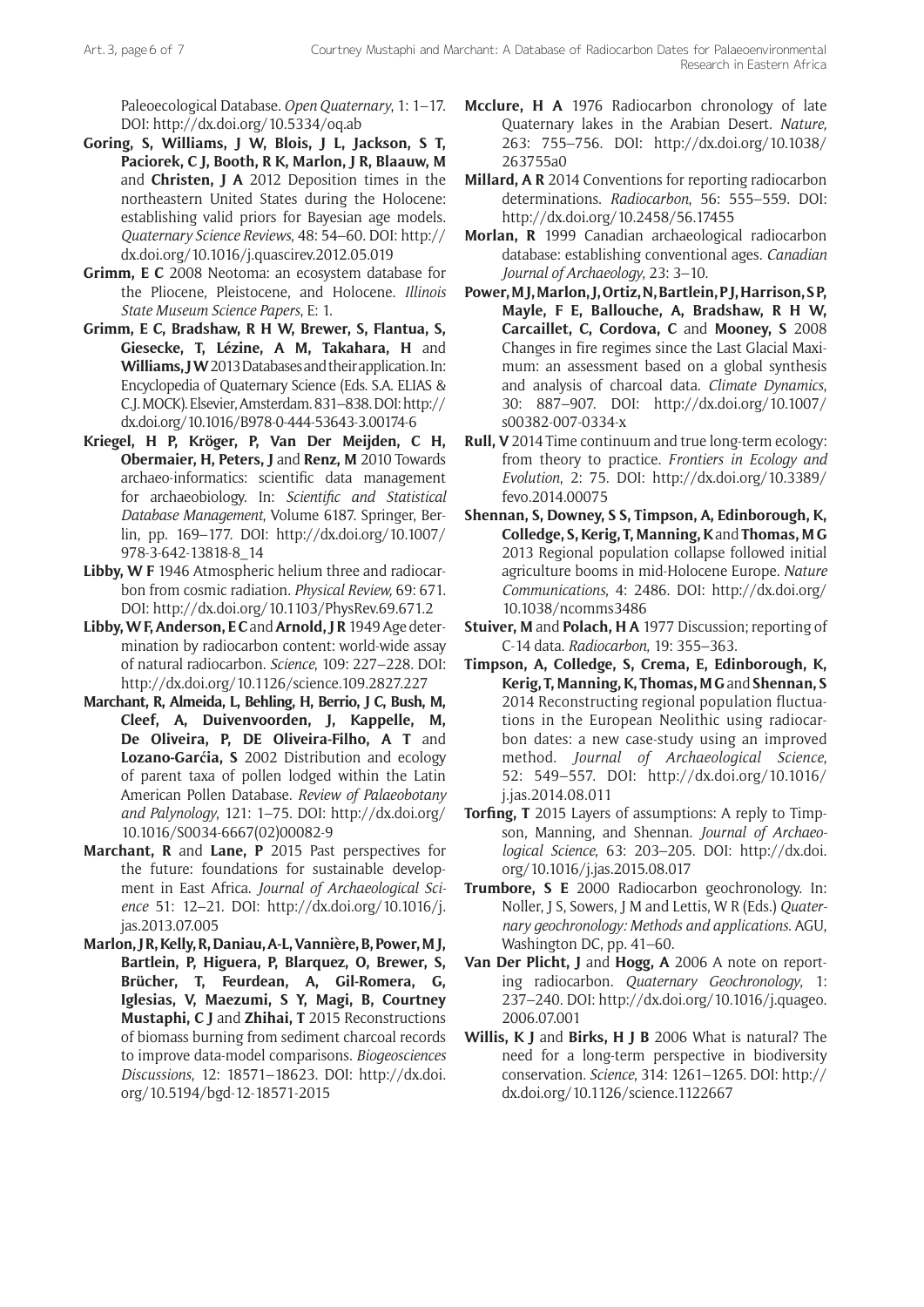Paleoecological Database. *Open Quaternary*, 1: 1–17. DOI: http://dx.doi.org/10.5334/oq.ab

**Goring, S, Williams, J W, Blois, J L, Jackson, S T, Paciorek, C J, Booth, R K, Marlon, J R, Blaauw, M** and **Christen, J A** 2012 Deposition times in the northeastern United States during the Holocene: establishing valid priors for Bayesian age models. *Quaternary Science Reviews*, 48: 54–60. DOI: http://dx.doi.org/10.1016/j.quascirev.2012.05.019

**Grimm, E C** 2008 Neotoma: an ecosystem database for the Pliocene, Pleistocene, and Holocene. *Illinois State Museum Science Papers*, E: 1.

**Grimm, E C, Bradshaw, R H W, Brewer, S, Flantua, S, Giesecke, T, Lézine, A M, Takahara, H** and **Williams, J W** 2013 Databases and their application. In: Encyclopedia of Quaternary Science (Eds. S.A. ELIAS & C.J. MOCK). Elsevier, Amsterdam. 831–838. DOI: http://dx.doi.org/10.1016/B978-0-444-53643-3.00174-6

**Kriegel, H P, Kröger, P, Van Der Meijden, C H, Obermaier, H, Peters, J** and **Renz, M** 2010 Towards archaeo-informatics: scientific data management for archaeobiology. In: *Scientific and Statistical Database Management*, Volume 6187. Springer, Berlin, pp. 169–177. DOI: http://dx.doi.org/10.1007/978-3-642-13818-8_14

**Libby, W F** 1946 Atmospheric helium three and radiocarbon from cosmic radiation. *Physical Review,* 69: 671. DOI: http://dx.doi.org/10.1103/PhysRev.69.671.2

**Libby, W F, Anderson, E C** and **Arnold, J R** 1949 Age determination by radiocarbon content: world-wide assay of natural radiocarbon. *Science*, 109: 227–228. DOI: http://dx.doi.org/10.1126/science.109.2827.227

**Marchant, R, Almeida, L, Behling, H, Berrio, J C, Bush, M, Cleef, A, Duivenvoorden, J, Kappelle, M, De Oliveira, P, DE Oliveira-Filho, A T** and **Lozano-Garćia, S** 2002 Distribution and ecology of parent taxa of pollen lodged within the Latin American Pollen Database. *Review of Palaeobotany and Palynology*, 121: 1–75. DOI: http://dx.doi.org/10.1016/S0034-6667(02)00082-9

**Marchant, R** and **Lane, P** 2015 Past perspectives for the future: foundations for sustainable development in East Africa. *Journal of Archaeological Science* 51: 12–21. DOI: http://dx.doi.org/10.1016/j.jas.2013.07.005

**Marlon, J R, Kelly, R, Daniau, A-L, Vannière, B, Power, M J, Bartlein, P, Higuera, P, Blarquez, O, Brewer, S, Brücher, T, Feurdean, A, Gil-Romera, G, Iglesias, V, Maezumi, S Y, Magi, B, Courtney Mustaphi, C J** and **Zhihai, T** 2015 Reconstructions of biomass burning from sediment charcoal records to improve data-model comparisons. *Biogeosciences Discussions*, 12: 18571–18623. DOI: http://dx.doi.org/10.5194/bgd-12-18571-2015

**Mcclure, H A** 1976 Radiocarbon chronology of late Quaternary lakes in the Arabian Desert. *Nature,* 263: 755–756. DOI: http://dx.doi.org/10.1038/263755a0

**Millard, A R** 2014 Conventions for reporting radiocarbon determinations. *Radiocarbon*, 56: 555–559. DOI: http://dx.doi.org/10.2458/56.17455

**Morlan, R** 1999 Canadian archaeological radiocarbon database: establishing conventional ages. *Canadian Journal of Archaeology*, 23: 3–10.

**Power, M J, Marlon, J, Ortiz, N, Bartlein, P J, Harrison, S P, Mayle, F E, Ballouche, A, Bradshaw, R H W, Carcaillet, C, Cordova, C** and **Mooney, S** 2008 Changes in fire regimes since the Last Glacial Maximum: an assessment based on a global synthesis and analysis of charcoal data. *Climate Dynamics*, 30: 887–907. DOI: http://dx.doi.org/10.1007/s00382-007-0334-x

**Rull, V** 2014 Time continuum and true long-term ecology: from theory to practice. *Frontiers in Ecology and Evolution*, 2: 75. DOI: http://dx.doi.org/10.3389/fevo.2014.00075

**Shennan, S, Downey, S S, Timpson, A, Edinborough, K, Colledge, S, Kerig, T, Manning, K** and **Thomas, M G** 2013 Regional population collapse followed initial agriculture booms in mid-Holocene Europe. *Nature Communications*, 4: 2486. DOI: http://dx.doi.org/10.1038/ncomms3486

**Stuiver, M** and **Polach, H A** 1977 Discussion; reporting of C-14 data. *Radiocarbon*, 19: 355–363.

**Timpson, A, Colledge, S, Crema, E, Edinborough, K, Kerig, T, Manning, K, Thomas, M G** and **Shennan, S** 2014 Reconstructing regional population fluctuations in the European Neolithic using radiocarbon dates: a new case-study using an improved method. *Journal of Archaeological Science*, 52: 549–557. DOI: http://dx.doi.org/10.1016/j.jas.2014.08.011

**Torfing, T** 2015 Layers of assumptions: A reply to Timpson, Manning, and Shennan. *Journal of Archaeological Science*, 63: 203–205. DOI: http://dx.doi.org/10.1016/j.jas.2015.08.017

**Trumbore, S E** 2000 Radiocarbon geochronology. In: Noller, J S, Sowers, J M and Lettis, W R (Eds.) *Quaternary geochronology: Methods and applications*. AGU, Washington DC, pp. 41–60.

**Van Der Plicht, J** and **Hogg, A** 2006 A note on reporting radiocarbon. *Quaternary Geochronology*, 1: 237–240. DOI: http://dx.doi.org/10.1016/j.quageo.2006.07.001

**Willis, K J** and **Birks, H J B** 2006 What is natural? The need for a long-term perspective in biodiversity conservation. *Science*, 314: 1261–1265. DOI: http://dx.doi.org/10.1126/science.1122667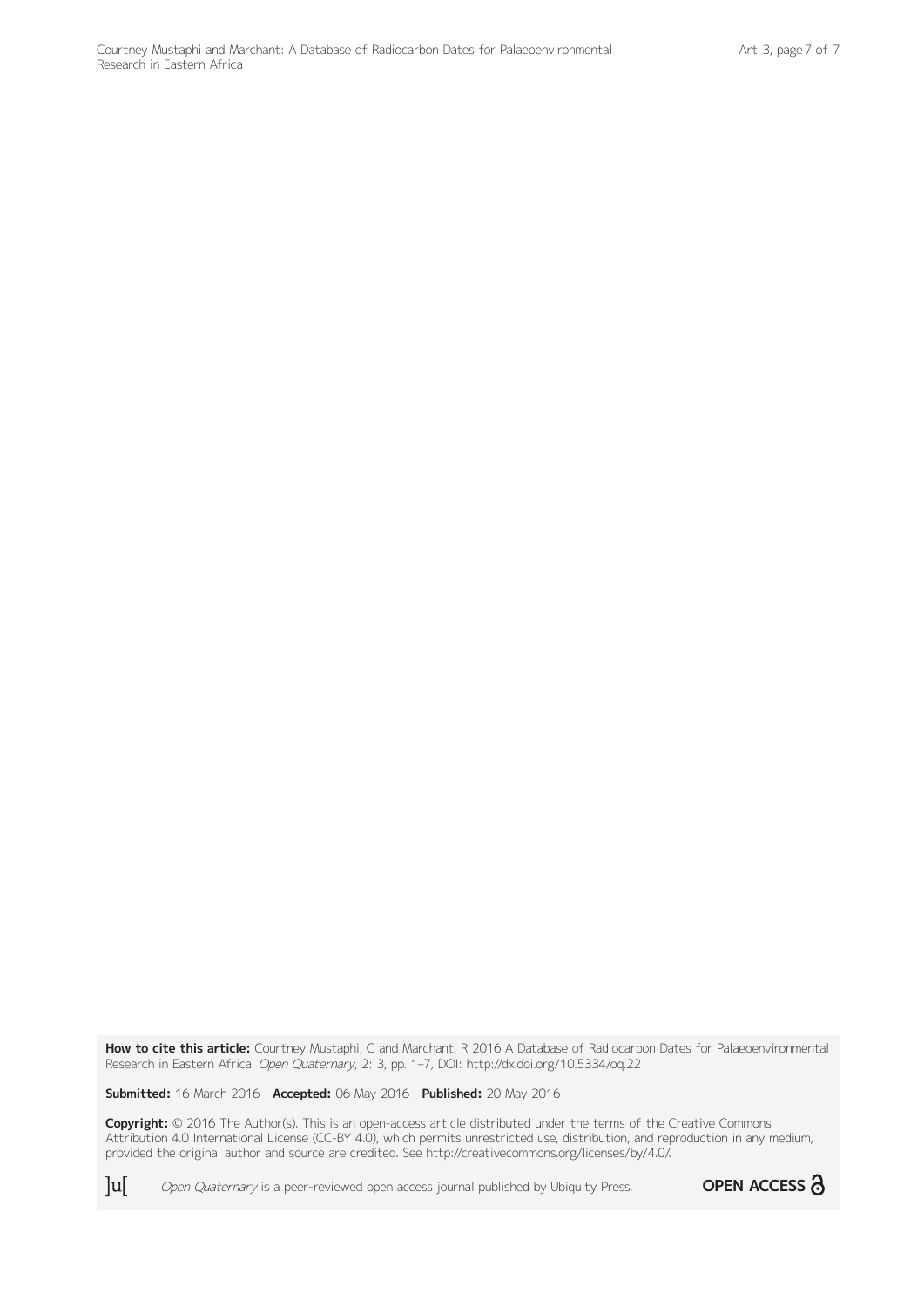**How to cite this article:** Courtney Mustaphi, C and Marchant, R 2016 A Database of Radiocarbon Dates for Palaeoenvironmental Research in Eastern Africa. *Open Quaternary*, 2: 3, pp. 1–7, DOI: http://dx.doi.org/10.5334/oq.22

**Submitted:** 16 March 2016 **Accepted:** 06 May 2016 **Published:** 20 May 2016

**Copyright:** © 2016 The Author(s). This is an open-access article distributed under the terms of the Creative Commons Attribution 4.0 International License (CC-BY 4.0), which permits unrestricted use, distribution, and reproduction in any medium, provided the original author and source are credited. See http://creativecommons.org/licenses/by/4.0/.

*Open Quaternary* is a peer-reviewed open access journal published by Ubiquity Press.

**OPEN ACCESS**